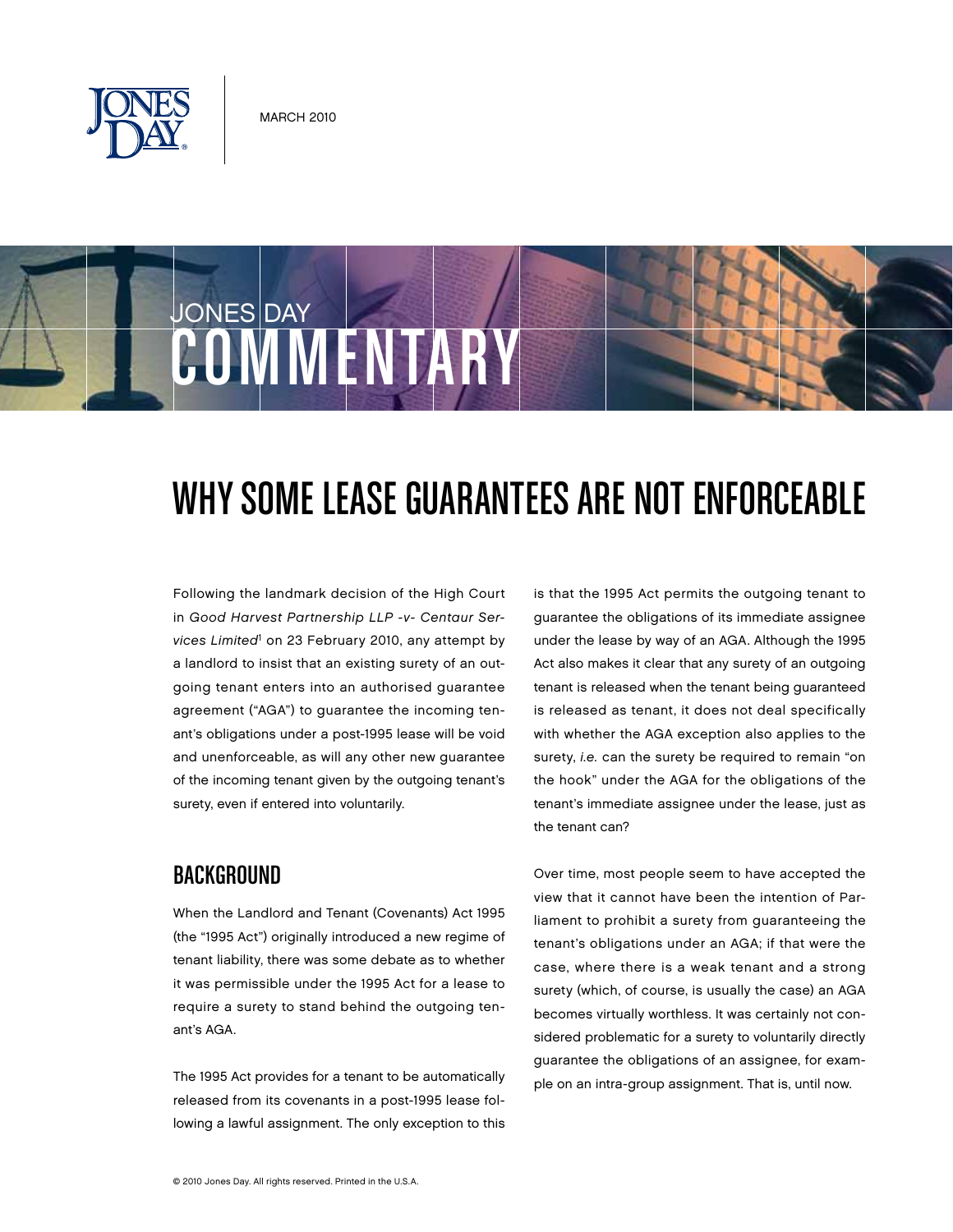March 2010

# Why Some Lease Guarantees Are Not Enforceable

Following the landmark decision of the High Court in *Good Harvest Partnership LLP -v- Centaur Services Limited*[1] on 23 February 2010, any attempt by a landlord to insist that an existing surety of an outgoing tenant enters into an authorised guarantee agreement ("AGA") to guarantee the incoming tenant's obligations under a post-1995 lease will be void and unenforceable, as will any other new guarantee of the incoming tenant given by the outgoing tenant's surety, even if entered into voluntarily.

## Background

When the Landlord and Tenant (Covenants) Act 1995 (the "1995 Act") originally introduced a new regime of tenant liability, there was some debate as to whether it was permissible under the 1995 Act for a lease to require a surety to stand behind the outgoing tenant's AGA.

The 1995 Act provides for a tenant to be automatically released from its covenants in a post-1995 lease following a lawful assignment. The only exception to this is that the 1995 Act permits the outgoing tenant to guarantee the obligations of its immediate assignee under the lease by way of an AGA. Although the 1995 Act also makes it clear that any surety of an outgoing tenant is released when the tenant being guaranteed is released as tenant, it does not deal specifically with whether the AGA exception also applies to the surety, *i.e.* can the surety be required to remain "on the hook" under the AGA for the obligations of the tenant's immediate assignee under the lease, just as the tenant can?

Over time, most people seem to have accepted the view that it cannot have been the intention of Parliament to prohibit a surety from guaranteeing the tenant's obligations under an AGA; if that were the case, where there is a weak tenant and a strong surety (which, of course, is usually the case) an AGA becomes virtually worthless. It was certainly not considered problematic for a surety to voluntarily directly guarantee the obligations of an assignee, for example on an intra-group assignment. That is, until now.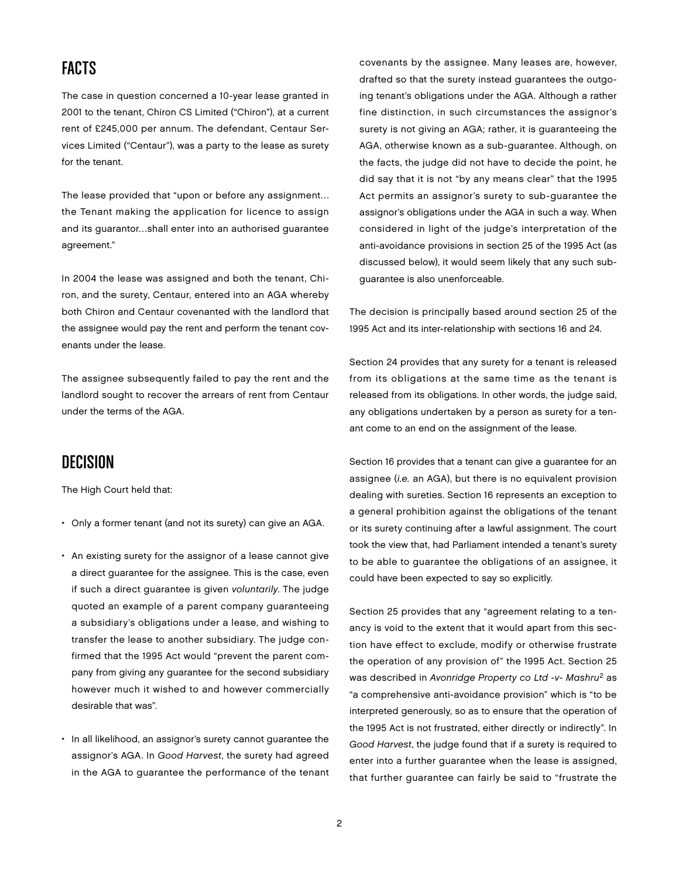## FACTS

The case in question concerned a 10-year lease granted in 2001 to the tenant, Chiron CS Limited ("Chiron"), at a current rent of £245,000 per annum. The defendant, Centaur Services Limited ("Centaur"), was a party to the lease as surety for the tenant.

The lease provided that "upon or before any assignment… the Tenant making the application for licence to assign and its guarantor…shall enter into an authorised guarantee agreement."

In 2004 the lease was assigned and both the tenant, Chiron, and the surety, Centaur, entered into an AGA whereby both Chiron and Centaur covenanted with the landlord that the assignee would pay the rent and perform the tenant covenants under the lease.

The assignee subsequently failed to pay the rent and the landlord sought to recover the arrears of rent from Centaur under the terms of the AGA.

## DECISION

The High Court held that:

- Only a former tenant (and not its surety) can give an AGA.
- An existing surety for the assignor of a lease cannot give a direct guarantee for the assignee. This is the case, even if such a direct guarantee is given *voluntarily*. The judge quoted an example of a parent company guaranteeing a subsidiary's obligations under a lease, and wishing to transfer the lease to another subsidiary. The judge confirmed that the 1995 Act would "prevent the parent company from giving any guarantee for the second subsidiary however much it wished to and however commercially desirable that was".
- In all likelihood, an assignor's surety cannot guarantee the assignor's AGA. In *Good Harvest*, the surety had agreed in the AGA to guarantee the performance of the tenant covenants by the assignee. Many leases are, however, drafted so that the surety instead guarantees the outgoing tenant's obligations under the AGA. Although a rather fine distinction, in such circumstances the assignor's surety is not giving an AGA; rather, it is guaranteeing the AGA, otherwise known as a sub-guarantee. Although, on the facts, the judge did not have to decide the point, he did say that it is not "by any means clear" that the 1995 Act permits an assignor's surety to sub-guarantee the assignor's obligations under the AGA in such a way. When considered in light of the judge's interpretation of the anti-avoidance provisions in section 25 of the 1995 Act (as discussed below), it would seem likely that any such sub-guarantee is also unenforceable.

The decision is principally based around section 25 of the 1995 Act and its inter-relationship with sections 16 and 24.

Section 24 provides that any surety for a tenant is released from its obligations at the same time as the tenant is released from its obligations. In other words, the judge said, any obligations undertaken by a person as surety for a tenant come to an end on the assignment of the lease.

Section 16 provides that a tenant can give a guarantee for an assignee (*i.e.* an AGA), but there is no equivalent provision dealing with sureties. Section 16 represents an exception to a general prohibition against the obligations of the tenant or its surety continuing after a lawful assignment. The court took the view that, had Parliament intended a tenant's surety to be able to guarantee the obligations of an assignee, it could have been expected to say so explicitly.

Section 25 provides that any "agreement relating to a tenancy is void to the extent that it would apart from this section have effect to exclude, modify or otherwise frustrate the operation of any provision of" the 1995 Act. Section 25 was described in *Avonridge Property co Ltd -v- Mashru*[2] as "a comprehensive anti-avoidance provision" which is "to be interpreted generously, so as to ensure that the operation of the 1995 Act is not frustrated, either directly or indirectly". In *Good Harvest*, the judge found that if a surety is required to enter into a further guarantee when the lease is assigned, that further guarantee can fairly be said to "frustrate the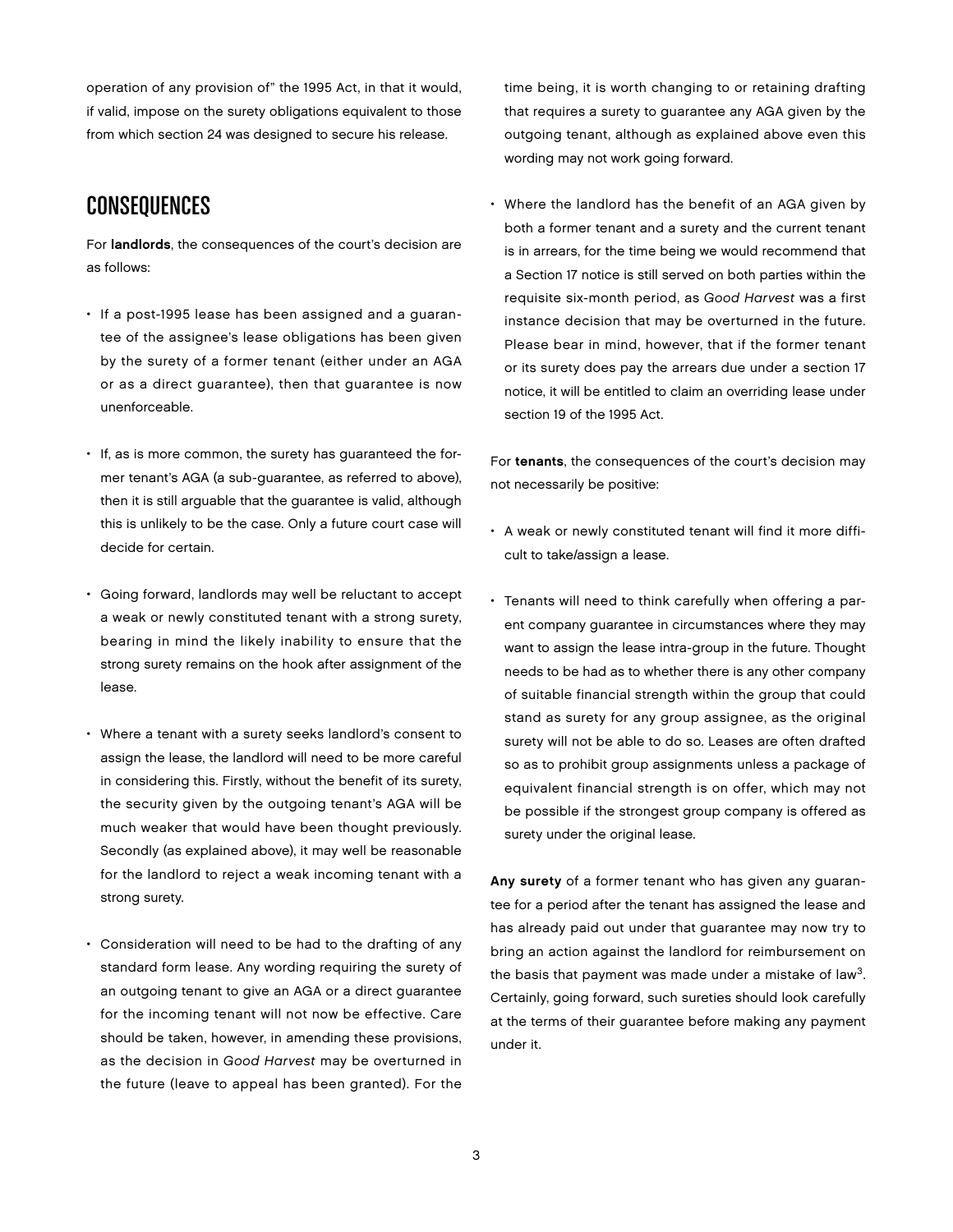operation of any provision of" the 1995 Act, in that it would, if valid, impose on the surety obligations equivalent to those from which section 24 was designed to secure his release.

## CONSEQUENCES

For **landlords**, the consequences of the court's decision are as follows:

- If a post-1995 lease has been assigned and a guarantee of the assignee's lease obligations has been given by the surety of a former tenant (either under an AGA or as a direct guarantee), then that guarantee is now unenforceable.
- If, as is more common, the surety has guaranteed the former tenant's AGA (a sub-guarantee, as referred to above), then it is still arguable that the guarantee is valid, although this is unlikely to be the case. Only a future court case will decide for certain.
- Going forward, landlords may well be reluctant to accept a weak or newly constituted tenant with a strong surety, bearing in mind the likely inability to ensure that the strong surety remains on the hook after assignment of the lease.
- Where a tenant with a surety seeks landlord's consent to assign the lease, the landlord will need to be more careful in considering this. Firstly, without the benefit of its surety, the security given by the outgoing tenant's AGA will be much weaker that would have been thought previously. Secondly (as explained above), it may well be reasonable for the landlord to reject a weak incoming tenant with a strong surety.
- Consideration will need to be had to the drafting of any standard form lease. Any wording requiring the surety of an outgoing tenant to give an AGA or a direct guarantee for the incoming tenant will not now be effective. Care should be taken, however, in amending these provisions, as the decision in *Good Harvest* may be overturned in the future (leave to appeal has been granted). For the time being, it is worth changing to or retaining drafting that requires a surety to guarantee any AGA given by the outgoing tenant, although as explained above even this wording may not work going forward.
- Where the landlord has the benefit of an AGA given by both a former tenant and a surety and the current tenant is in arrears, for the time being we would recommend that a Section 17 notice is still served on both parties within the requisite six-month period, as *Good Harvest* was a first instance decision that may be overturned in the future. Please bear in mind, however, that if the former tenant or its surety does pay the arrears due under a section 17 notice, it will be entitled to claim an overriding lease under section 19 of the 1995 Act.

For **tenants**, the consequences of the court's decision may not necessarily be positive:

- A weak or newly constituted tenant will find it more difficult to take/assign a lease.
- Tenants will need to think carefully when offering a parent company guarantee in circumstances where they may want to assign the lease intra-group in the future. Thought needs to be had as to whether there is any other company of suitable financial strength within the group that could stand as surety for any group assignee, as the original surety will not be able to do so. Leases are often drafted so as to prohibit group assignments unless a package of equivalent financial strength is on offer, which may not be possible if the strongest group company is offered as surety under the original lease.

**Any surety** of a former tenant who has given any guarantee for a period after the tenant has assigned the lease and has already paid out under that guarantee may now try to bring an action against the landlord for reimbursement on the basis that payment was made under a mistake of law[3]. Certainly, going forward, such sureties should look carefully at the terms of their guarantee before making any payment under it.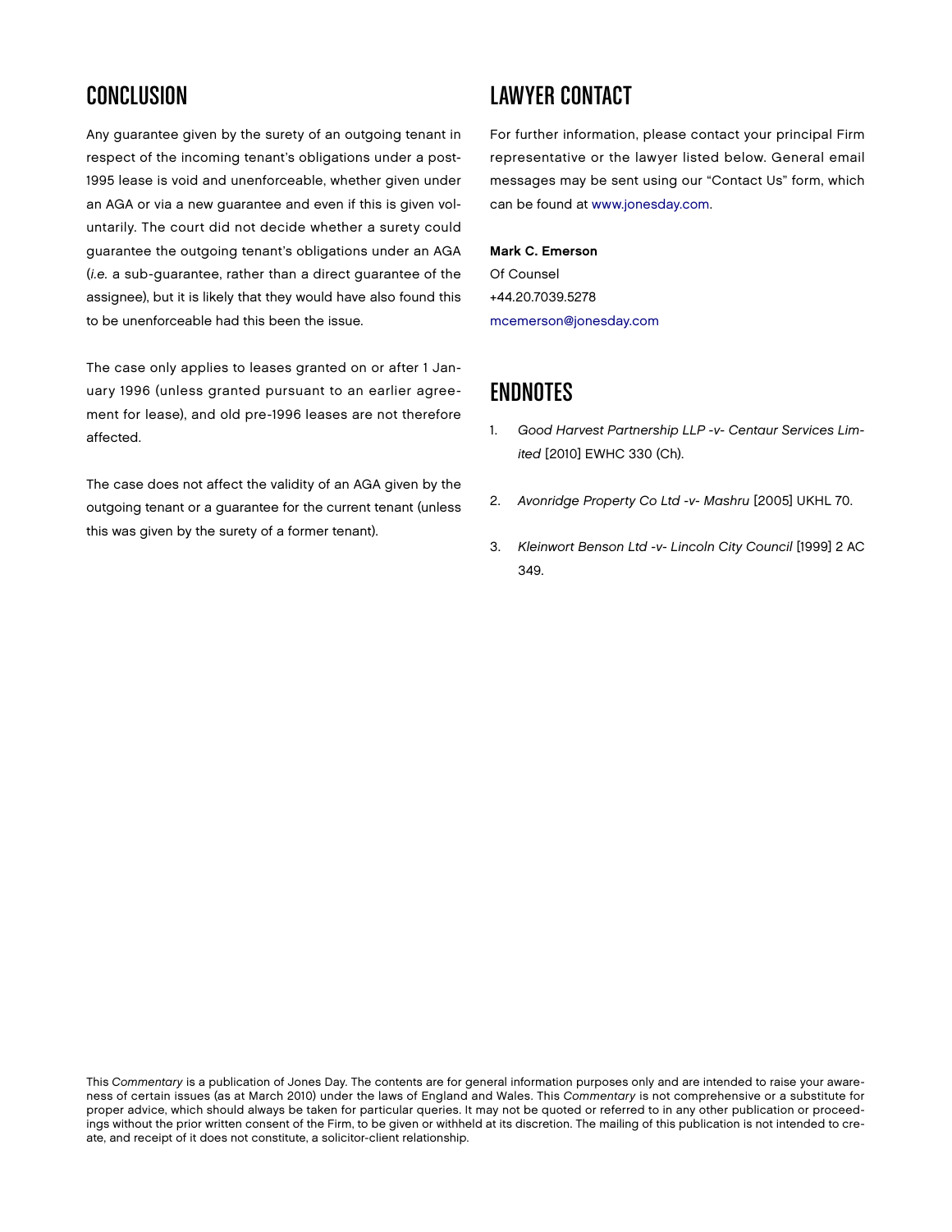## CONCLUSION

Any guarantee given by the surety of an outgoing tenant in respect of the incoming tenant's obligations under a post-1995 lease is void and unenforceable, whether given under an AGA or via a new guarantee and even if this is given voluntarily. The court did not decide whether a surety could guarantee the outgoing tenant's obligations under an AGA (*i.e.* a sub-guarantee, rather than a direct guarantee of the assignee), but it is likely that they would have also found this to be unenforceable had this been the issue.

The case only applies to leases granted on or after 1 January 1996 (unless granted pursuant to an earlier agreement for lease), and old pre-1996 leases are not therefore affected.

The case does not affect the validity of an AGA given by the outgoing tenant or a guarantee for the current tenant (unless this was given by the surety of a former tenant).

## LAWYER CONTACT

For further information, please contact your principal Firm representative or the lawyer listed below. General email messages may be sent using our "Contact Us" form, which can be found at www.jonesday.com.

**Mark C. Emerson**
Of Counsel
+44.20.7039.5278
mcemerson@jonesday.com

## ENDNOTES

1. *Good Harvest Partnership LLP -v- Centaur Services Limited* [2010] EWHC 330 (Ch).

2. *Avonridge Property Co Ltd -v- Mashru* [2005] UKHL 70.

3. *Kleinwort Benson Ltd -v- Lincoln City Council* [1999] 2 AC 349.

This *Commentary* is a publication of Jones Day. The contents are for general information purposes only and are intended to raise your awareness of certain issues (as at March 2010) under the laws of England and Wales. This *Commentary* is not comprehensive or a substitute for proper advice, which should always be taken for particular queries. It may not be quoted or referred to in any other publication or proceedings without the prior written consent of the Firm, to be given or withheld at its discretion. The mailing of this publication is not intended to create, and receipt of it does not constitute, a solicitor-client relationship.